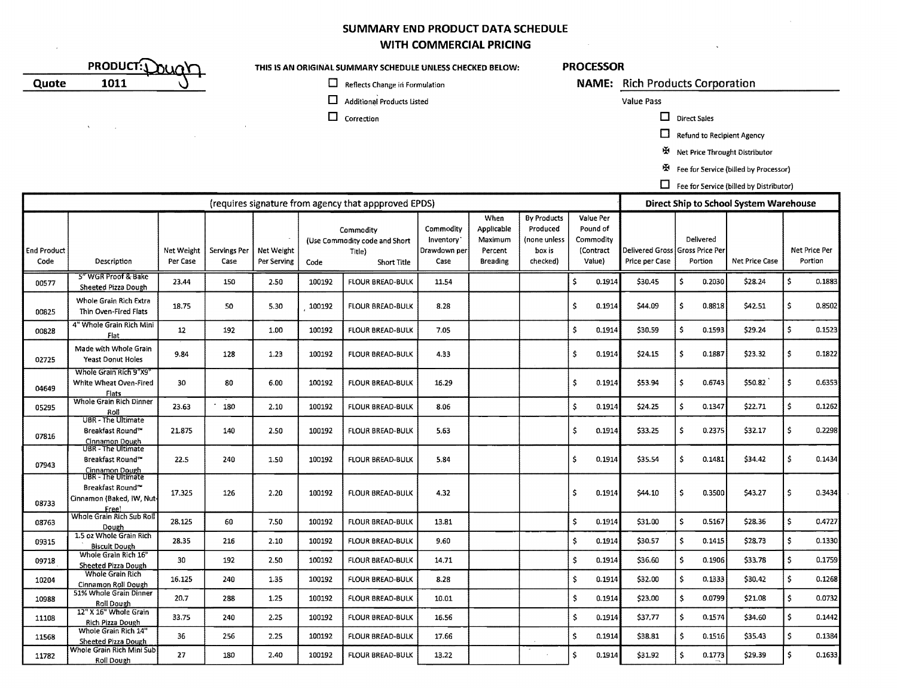# SUMMARY END PRODUCT DATA SCHEDULE
## WITH COMMERCIAL PRICING

**PRODUCT:** Dough

**Quote** 1011

**THIS IS AN ORIGINAL SUMMARY SCHEDULE UNLESS CHECKED BELOW:**

- ☐ Reflects Change in Formulation
- ☐ Additional Products Listed
- ☐ Correction

**PROCESSOR**

**NAME:** Rich Products Corporation

Value Pass

- ☐ Direct Sales
- ☐ Refund to Recipient Agency
- ☒ Net Price Throught Distributor
- ☒ Fee for Service (billed by Processor)
- ☐ Fee for Service (billed by Distributor)

| (requires signature from agency that appproved EPDS) | | | | | | | | | | | Direct Ship to School System Warehouse | | | |
|---|---|---|---|---|---|---|---|---|---|---|---|---|---|---|
| End Product Code | Description | Net Weight Per Case | Servings Per Case | Net Weight Per Serving | Commodity (Use Commodity code and Short Title) Code | Short Title | Commodity Inventory Drawdown per Case | When Applicable Maximum Percent Breading | By Products Produced (none unless box is checked) | Value Per Pound of Commodity (Contract Value) | Delivered Gross Price per Case | Delivered Gross Price Per Portion | Net Price Case | Net Price Per Portion |
| 00577 | 5" WGR Proof & Bake Sheeted Pizza Dough | 23.44 | 150 | 2.50 | 100192 | FLOUR BREAD-BULK | 11.54 | | | $ 0.1914 | $30.45 | $ 0.2030 | $28.24 | $ 0.1883 |
| 00825 | Whole Grain Rich Extra Thin Oven-Fired Flats | 18.75 | 50 | 5.30 | 100192 | FLOUR BREAD-BULK | 8.28 | | | $ 0.1914 | $44.09 | $ 0.8818 | $42.51 | $ 0.8502 |
| 00828 | 4" Whole Grain Rich Mini Flat | 12 | 192 | 1.00 | 100192 | FLOUR BREAD-BULK | 7.05 | | | $ 0.1914 | $30.59 | $ 0.1593 | $29.24 | $ 0.1523 |
| 02725 | Made with Whole Grain Yeast Donut Holes | 9.84 | 128 | 1.23 | 100192 | FLOUR BREAD-BULK | 4.33 | | | $ 0.1914 | $24.15 | $ 0.1887 | $23.32 | $ 0.1822 |
| 04649 | Whole Grain Rich 9"X9" White Wheat Oven-Fired Flats | 30 | 80 | 6.00 | 100192 | FLOUR BREAD-BULK | 16.29 | | | $ 0.1914 | $53.94 | $ 0.6743 | $50.82 | $ 0.6353 |
| 05295 | Whole Grain Rich Dinner Roll | 23.63 | 180 | 2.10 | 100192 | FLOUR BREAD-BULK | 8.06 | | | $ 0.1914 | $24.25 | $ 0.1347 | $22.71 | $ 0.1262 |
| 07816 | UBR - The Ultimate Breakfast Round™ Cinnamon Dough | 21.875 | 140 | 2.50 | 100192 | FLOUR BREAD-BULK | 5.63 | | | $ 0.1914 | $33.25 | $ 0.2375 | $32.17 | $ 0.2298 |
| 07943 | UBR - The Ultimate Breakfast Round™ Cinnamon Dough | 22.5 | 240 | 1.50 | 100192 | FLOUR BREAD-BULK | 5.84 | | | $ 0.1914 | $35.54 | $ 0.1481 | $34.42 | $ 0.1434 |
| 08733 | UBR - The Ultimate Breakfast Round™ Cinnamon (Baked, IW, Nut-Free) | 17.325 | 126 | 2.20 | 100192 | FLOUR BREAD-BULK | 4.32 | | | $ 0.1914 | $44.10 | $ 0.3500 | $43.27 | $ 0.3434 |
| 08763 | Whole Grain Rich Sub Roll Dough | 28.125 | 60 | 7.50 | 100192 | FLOUR BREAD-BULK | 13.81 | | | $ 0.1914 | $31.00 | $ 0.5167 | $28.36 | $ 0.4727 |
| 09315 | 1.5 oz Whole Grain Rich Biscuit Dough | 28.35 | 216 | 2.10 | 100192 | FLOUR BREAD-BULK | 9.60 | | | $ 0.1914 | $30.57 | $ 0.1415 | $28.73 | $ 0.1330 |
| 09718 | Whole Grain Rich 16" Sheeted Pizza Dough | 30 | 192 | 2.50 | 100192 | FLOUR BREAD-BULK | 14.71 | | | $ 0.1914 | $36.60 | $ 0.1906 | $33.78 | $ 0.1759 |
| 10204 | Whole Grain Rich Cinnamon Roll Dough | 16.125 | 240 | 1.35 | 100192 | FLOUR BREAD-BULK | 8.28 | | | $ 0.1914 | $32.00 | $ 0.1333 | $30.42 | $ 0.1268 |
| 10988 | 51% Whole Grain Dinner Roll Dough | 20.7 | 288 | 1.25 | 100192 | FLOUR BREAD-BULK | 10.01 | | | $ 0.1914 | $23.00 | $ 0.0799 | $21.08 | $ 0.0732 |
| 11108 | 12" X 16" Whole Grain Rich Pizza Dough | 33.75 | 240 | 2.25 | 100192 | FLOUR BREAD-BULK | 16.56 | | | $ 0.1914 | $37.77 | $ 0.1574 | $34.60 | $ 0.1442 |
| 11568 | Whole Grain Rich 14" Sheeted Pizza Dough | 36 | 256 | 2.25 | 100192 | FLOUR BREAD-BULK | 17.66 | | | $ 0.1914 | $38.81 | $ 0.1516 | $35.43 | $ 0.1384 |
| 11782 | Whole Grain Rich Mini Sub Roll Dough | 27 | 180 | 2.40 | 100192 | FLOUR BREAD-BULK | 13.22 | | | $ 0.1914 | $31.92 | $ 0.1773 | $29.39 | $ 0.1633 |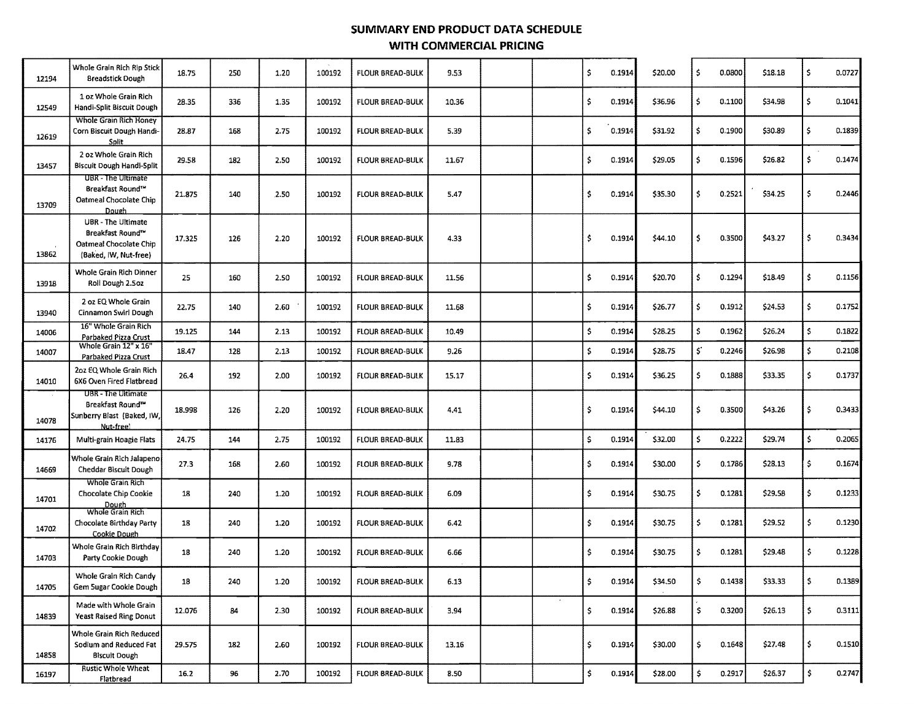# SUMMARY END PRODUCT DATA SCHEDULE
## WITH COMMERCIAL PRICING

| | | | | | | | | | | | | | | |
|---|---|---|---|---|---|---|---|---|---|---|---|---|---|---|
| 12194 | Whole Grain Rich Rip Stick Breadstick Dough | 18.75 | 250 | 1.20 | 100192 | FLOUR BREAD-BULK | 9.53 | | | $ 0.1914 | $20.00 | $ 0.0800 | $18.18 | $ 0.0727 |
| 12549 | 1 oz Whole Grain Rich Handi-Split Biscuit Dough | 28.35 | 336 | 1.35 | 100192 | FLOUR BREAD-BULK | 10.36 | | | $ 0.1914 | $36.96 | $ 0.1100 | $34.98 | $ 0.1041 |
| 12619 | Whole Grain Rich Honey Corn Biscuit Dough Handi-Split | 28.87 | 168 | 2.75 | 100192 | FLOUR BREAD-BULK | 5.39 | | | $ 0.1914 | $31.92 | $ 0.1900 | $30.89 | $ 0.1839 |
| 13457 | 2 oz Whole Grain Rich Biscuit Dough Handi-Split | 29.58 | 182 | 2.50 | 100192 | FLOUR BREAD-BULK | 11.67 | | | $ 0.1914 | $29.05 | $ 0.1596 | $26.82 | $ 0.1474 |
| 13709 | UBR - The Ultimate Breakfast Round™ Oatmeal Chocolate Chip Dough | 21.875 | 140 | 2.50 | 100192 | FLOUR BREAD-BULK | 5.47 | | | $ 0.1914 | $35.30 | $ 0.2521 | $34.25 | $ 0.2446 |
| 13862 | UBR - The Ultimate Breakfast Round™ Oatmeal Chocolate Chip (Baked, IW, Nut-free) | 17.325 | 126 | 2.20 | 100192 | FLOUR BREAD-BULK | 4.33 | | | $ 0.1914 | $44.10 | $ 0.3500 | $43.27 | $ 0.3434 |
| 13918 | Whole Grain Rich Dinner Roll Dough 2.5oz | 25 | 160 | 2.50 | 100192 | FLOUR BREAD-BULK | 11.56 | | | $ 0.1914 | $20.70 | $ 0.1294 | $18.49 | $ 0.1156 |
| 13940 | 2 oz EQ Whole Grain Cinnamon Swirl Dough | 22.75 | 140 | 2.60 | 100192 | FLOUR BREAD-BULK | 11.68 | | | $ 0.1914 | $26.77 | $ 0.1912 | $24.53 | $ 0.1752 |
| 14006 | 16" Whole Grain Rich Parbaked Pizza Crust | 19.125 | 144 | 2.13 | 100192 | FLOUR BREAD-BULK | 10.49 | | | $ 0.1914 | $28.25 | $ 0.1962 | $26.24 | $ 0.1822 |
| 14007 | Whole Grain 12" x 16" Parbaked Pizza Crust | 18.47 | 128 | 2.13 | 100192 | FLOUR BREAD-BULK | 9.26 | | | $ 0.1914 | $28.75 | $ 0.2246 | $26.98 | $ 0.2108 |
| 14010 | 2oz EQ Whole Grain Rich 6X6 Oven Fired Flatbread | 26.4 | 192 | 2.00 | 100192 | FLOUR BREAD-BULK | 15.17 | | | $ 0.1914 | $36.25 | $ 0.1888 | $33.35 | $ 0.1737 |
| 14078 | UBR - The Ultimate Breakfast Round™ Sunberry Blast (Baked, IW, Nut-free) | 18.998 | 126 | 2.20 | 100192 | FLOUR BREAD-BULK | 4.41 | | | $ 0.1914 | $44.10 | $ 0.3500 | $43.26 | $ 0.3433 |
| 14176 | Multi-grain Hoagie Flats | 24.75 | 144 | 2.75 | 100192 | FLOUR BREAD-BULK | 11.83 | | | $ 0.1914 | $32.00 | $ 0.2222 | $29.74 | $ 0.2065 |
| 14669 | Whole Grain Rich Jalapeno Cheddar Biscuit Dough | 27.3 | 168 | 2.60 | 100192 | FLOUR BREAD-BULK | 9.78 | | | $ 0.1914 | $30.00 | $ 0.1786 | $28.13 | $ 0.1674 |
| 14701 | Whole Grain Rich Chocolate Chip Cookie Dough | 18 | 240 | 1.20 | 100192 | FLOUR BREAD-BULK | 6.09 | | | $ 0.1914 | $30.75 | $ 0.1281 | $29.58 | $ 0.1233 |
| 14702 | Whole Grain Rich Chocolate Birthday Party Cookie Dough | 18 | 240 | 1.20 | 100192 | FLOUR BREAD-BULK | 6.42 | | | $ 0.1914 | $30.75 | $ 0.1281 | $29.52 | $ 0.1230 |
| 14703 | Whole Grain Rich Birthday Party Cookie Dough | 18 | 240 | 1.20 | 100192 | FLOUR BREAD-BULK | 6.66 | | | $ 0.1914 | $30.75 | $ 0.1281 | $29.48 | $ 0.1228 |
| 14705 | Whole Grain Rich Candy Gem Sugar Cookie Dough | 18 | 240 | 1.20 | 100192 | FLOUR BREAD-BULK | 6.13 | | | $ 0.1914 | $34.50 | $ 0.1438 | $33.33 | $ 0.1389 |
| 14839 | Made with Whole Grain Yeast Raised Ring Donut | 12.076 | 84 | 2.30 | 100192 | FLOUR BREAD-BULK | 3.94 | | | $ 0.1914 | $26.88 | $ 0.3200 | $26.13 | $ 0.3111 |
| 14858 | Whole Grain Rich Reduced Sodium and Reduced Fat Biscuit Dough | 29.575 | 182 | 2.60 | 100192 | FLOUR BREAD-BULK | 13.16 | | | $ 0.1914 | $30.00 | $ 0.1648 | $27.48 | $ 0.1510 |
| 16197 | Rustic Whole Wheat Flatbread | 16.2 | 96 | 2.70 | 100192 | FLOUR BREAD-BULK | 8.50 | | | $ 0.1914 | $28.00 | $ 0.2917 | $26.37 | $ 0.2747 |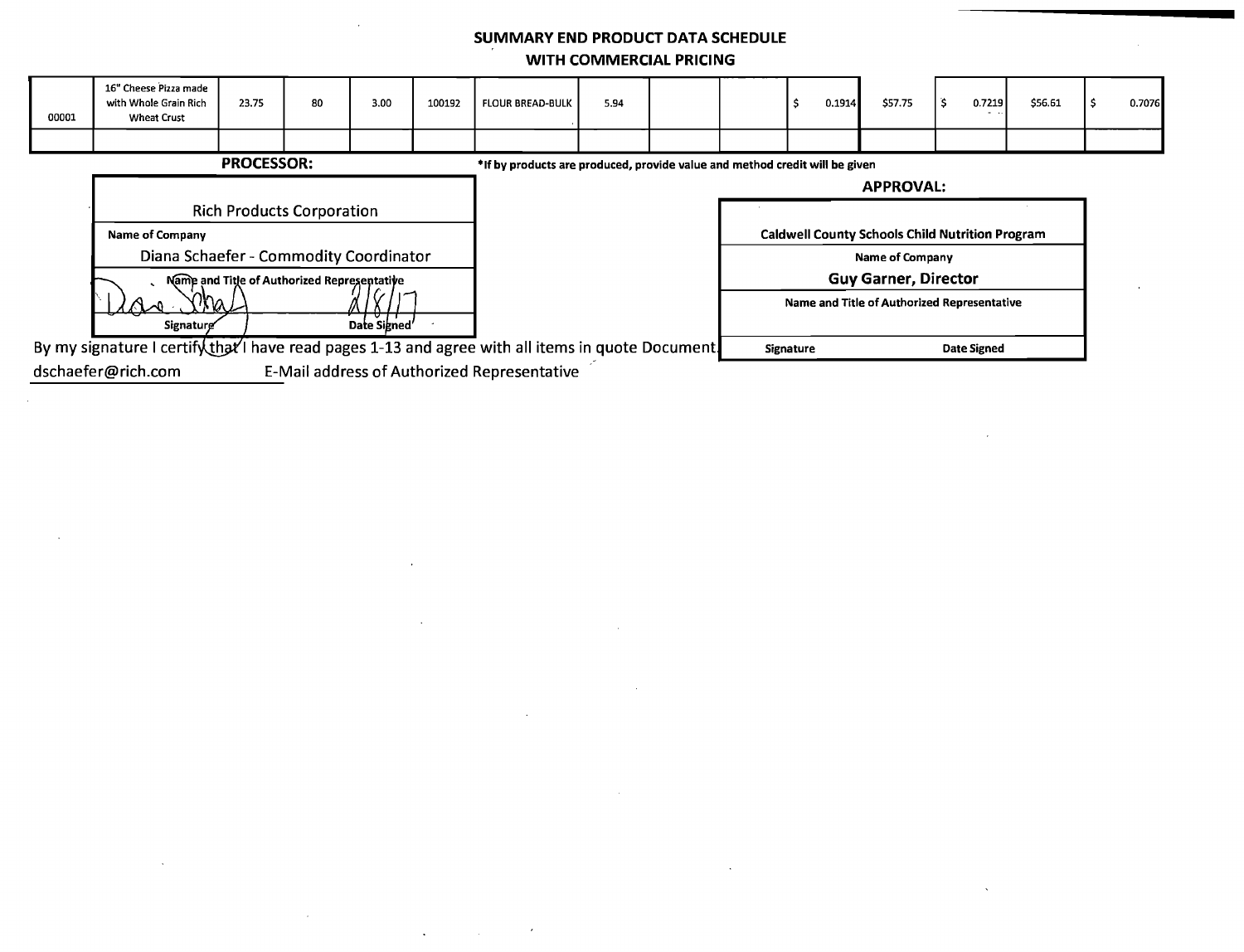# SUMMARY END PRODUCT DATA SCHEDULE
## WITH COMMERCIAL PRICING

| | | | | | | | | | | | | | | |
|---|---|---|---|---|---|---|---|---|---|---|---|---|---|---|
| 00001 | 16" Cheese Pizza made with Whole Grain Rich Wheat Crust | 23.75 | 80 | 3.00 | 100192 | FLOUR BREAD-BULK | 5.94 | | | $ 0.1914 | $57.75 | $ 0.7219 | $56.61 | $ 0.7076 |
| | | | | | | | | | | | | | | |

**PROCESSOR:**

*If by products are produced, provide value and method credit will be given

Rich Products Corporation

**Name of Company**

Diana Schaefer - Commodity Coordinator

**Name and Title of Authorized Representative**

Signature: [signed] Date Signed: 2/8/17

By my signature I certify that I have read pages 1-13 and agree with all items in quote Document.

dschaefer@rich.com E-Mail address of Authorized Representative

**APPROVAL:**

**Caldwell County Schools Child Nutrition Program**

**Name of Company**

**Guy Garner, Director**

**Name and Title of Authorized Representative**

**Signature** **Date Signed**